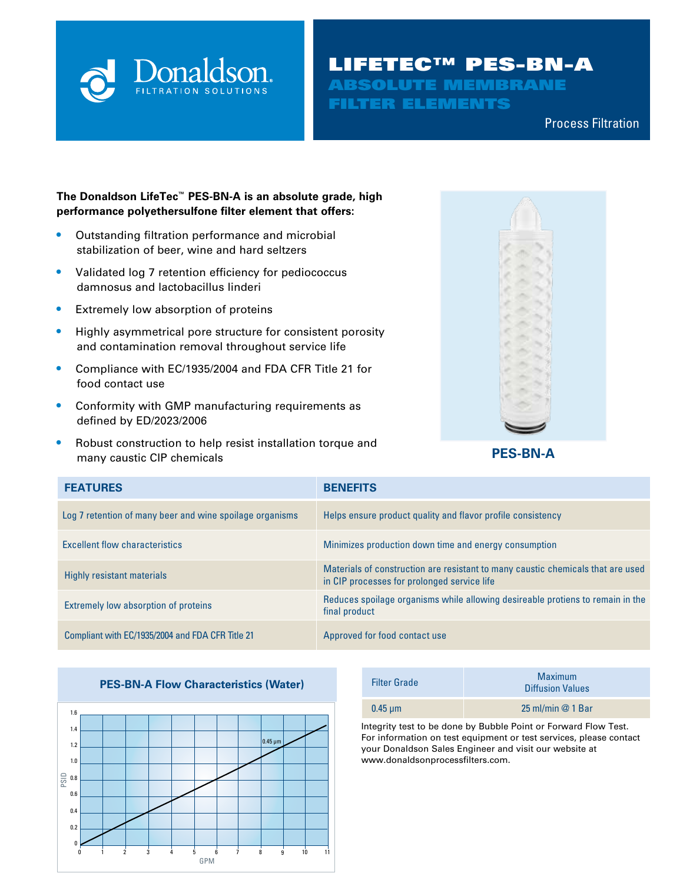# LIFETEC™ PES-BN-A

## ABSOLUTE MEMBRANE FILTER ELEMENTS

Process Filtration

**The Donaldson LifeTec™ PES-BN-A is an absolute grade, high performance polyethersulfone filter element that offers:**

- Outstanding filtration performance and microbial stabilization of beer, wine and hard seltzers
- Validated log 7 retention efficiency for pediococcus damnosus and lactobacillus linderi
- Extremely low absorption of proteins
- Highly asymmetrical pore structure for consistent porosity and contamination removal throughout service life
- Compliance with EC/1935/2004 and FDA CFR Title 21 for food contact use
- Conformity with GMP manufacturing requirements as defined by ED/2023/2006
- Robust construction to help resist installation torque and many caustic CIP chemicals

**PES-BN-A**

| FEATURES | BENEFITS |
|---|---|
| Log 7 retention of many beer and wine spoilage organisms | Helps ensure product quality and flavor profile consistency |
| Excellent flow characteristics | Minimizes production down time and energy consumption |
| Highly resistant materials | Materials of construction are resistant to many caustic chemicals that are used in CIP processes for prolonged service life |
| Extremely low absorption of proteins | Reduces spoilage organisms while allowing desireable protiens to remain in the final product |
| Compliant with EC/1935/2004 and FDA CFR Title 21 | Approved for food contact use |

**PES-BN-A Flow Characteristics (Water)**

(Chart: PSID vs. GPM; 0.45 µm line from 0 PSID at 0 GPM to approximately 1.45 PSID at 11 GPM)

| Filter Grade | Maximum Diffusion Values |
|---|---|
| 0.45 µm | 25 ml/min @ 1 Bar |

Integrity test to be done by Bubble Point or Forward Flow Test. For information on test equipment or test services, please contact your Donaldson Sales Engineer and visit our website at www.donaldsonprocessfilters.com.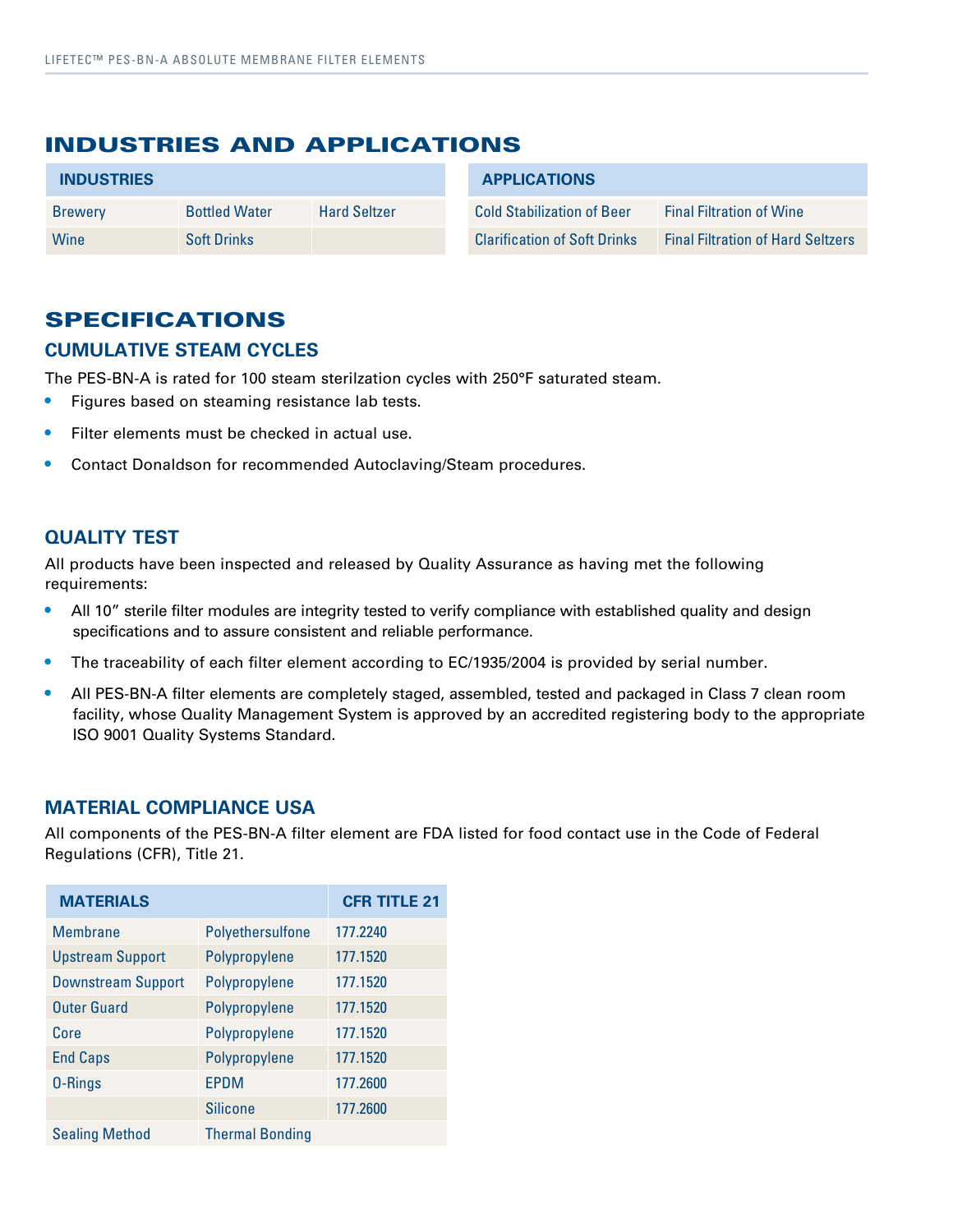## INDUSTRIES AND APPLICATIONS

| INDUSTRIES | | |
|---|---|---|
| Brewery | Bottled Water | Hard Seltzer |
| Wine | Soft Drinks | |

| APPLICATIONS | |
|---|---|
| Cold Stabilization of Beer | Final Filtration of Wine |
| Clarification of Soft Drinks | Final Filtration of Hard Seltzers |

## SPECIFICATIONS

### CUMULATIVE STEAM CYCLES

The PES-BN-A is rated for 100 steam sterilzation cycles with 250°F saturated steam.

- Figures based on steaming resistance lab tests.
- Filter elements must be checked in actual use.
- Contact Donaldson for recommended Autoclaving/Steam procedures.

### QUALITY TEST

All products have been inspected and released by Quality Assurance as having met the following requirements:

- All 10" sterile filter modules are integrity tested to verify compliance with established quality and design specifications and to assure consistent and reliable performance.
- The traceability of each filter element according to EC/1935/2004 is provided by serial number.
- All PES-BN-A filter elements are completely staged, assembled, tested and packaged in Class 7 clean room facility, whose Quality Management System is approved by an accredited registering body to the appropriate ISO 9001 Quality Systems Standard.

### MATERIAL COMPLIANCE USA

All components of the PES-BN-A filter element are FDA listed for food contact use in the Code of Federal Regulations (CFR), Title 21.

| MATERIALS | | CFR TITLE 21 |
|---|---|---|
| Membrane | Polyethersulfone | 177.2240 |
| Upstream Support | Polypropylene | 177.1520 |
| Downstream Support | Polypropylene | 177.1520 |
| Outer Guard | Polypropylene | 177.1520 |
| Core | Polypropylene | 177.1520 |
| End Caps | Polypropylene | 177.1520 |
| O-Rings | EPDM | 177.2600 |
| | Silicone | 177.2600 |
| Sealing Method | Thermal Bonding | |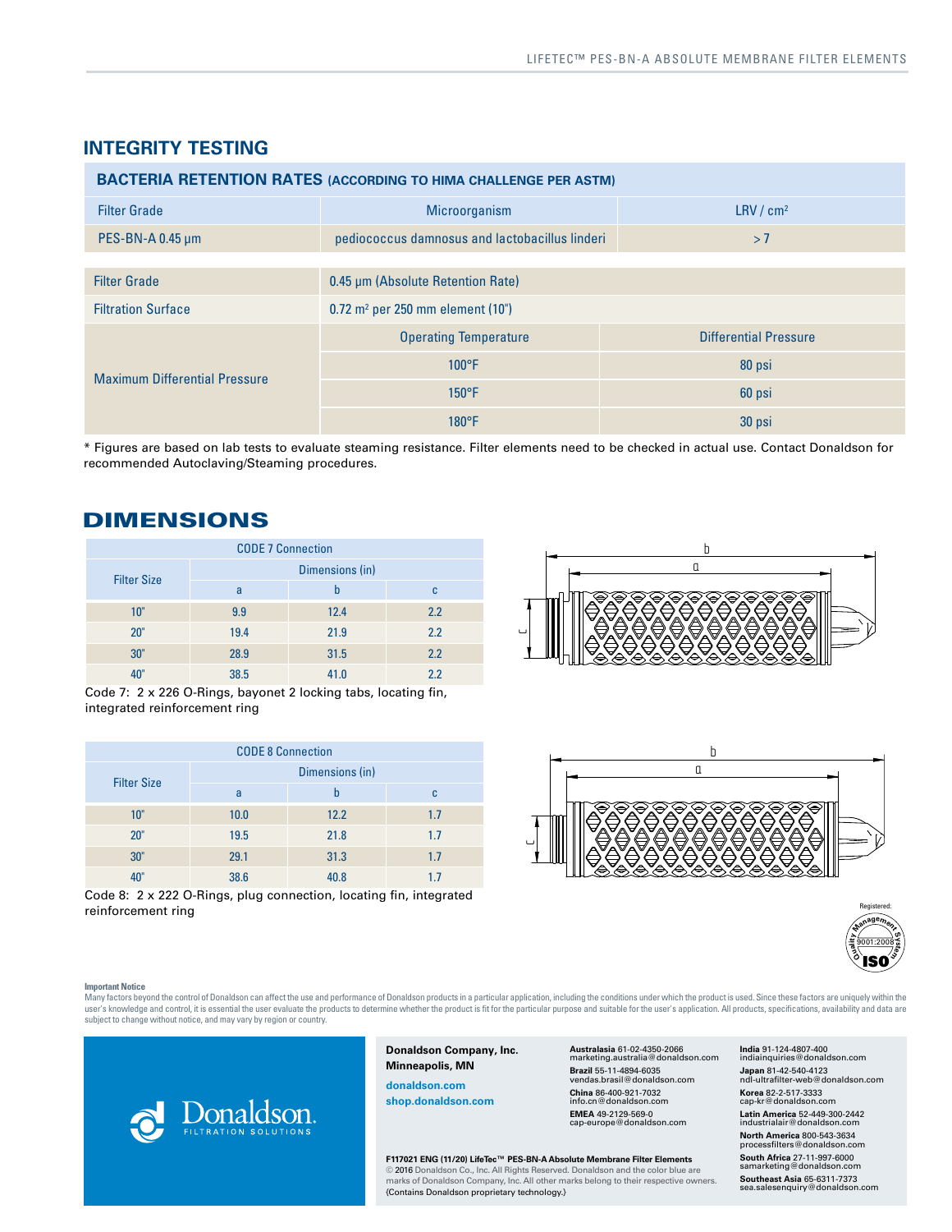## INTEGRITY TESTING

**BACTERIA RETENTION RATES** (ACCORDING TO HIMA CHALLENGE PER ASTM)

| Filter Grade | Microorganism | LRV / cm² |
|---|---|---|
| PES-BN-A 0.45 µm | pediococcus damnosus and lactobacillus linderi | > 7 |

| | | |
|---|---|---|
| Filter Grade | 0.45 µm (Absolute Retention Rate) | |
| Filtration Surface | 0.72 m² per 250 mm element (10") | |
| Maximum Differential Pressure | Operating Temperature | Differential Pressure |
| | 100°F | 80 psi |
| | 150°F | 60 psi |
| | 180°F | 30 psi |

* Figures are based on lab tests to evaluate steaming resistance. Filter elements need to be checked in actual use. Contact Donaldson for recommended Autoclaving/Steaming procedures.

## DIMENSIONS

| CODE 7 Connection | | | |
|---|---|---|---|
| Filter Size | Dimensions (in) | | |
| | a | b | c |
| 10" | 9.9 | 12.4 | 2.2 |
| 20" | 19.4 | 21.9 | 2.2 |
| 30" | 28.9 | 31.5 | 2.2 |
| 40" | 38.5 | 41.0 | 2.2 |

Code 7: 2 x 226 O-Rings, bayonet 2 locking tabs, locating fin, integrated reinforcement ring

b
a
c

| CODE 8 Connection | | | |
|---|---|---|---|
| Filter Size | Dimensions (in) | | |
| | a | b | c |
| 10" | 10.0 | 12.2 | 1.7 |
| 20" | 19.5 | 21.8 | 1.7 |
| 30" | 29.1 | 31.3 | 1.7 |
| 40" | 38.6 | 40.8 | 1.7 |

Code 8: 2 x 222 O-Rings, plug connection, locating fin, integrated reinforcement ring

b
a
c

Registered: Quality Management System 9001:2008 ISO

**Important Notice**
Many factors beyond the control of Donaldson can affect the use and performance of Donaldson products in a particular application, including the conditions under which the product is used. Since these factors are uniquely within the user's knowledge and control, it is essential the user evaluate the products to determine whether the product is fit for the particular purpose and suitable for the user's application. All products, specifications, availability and data are subject to change without notice, and may vary by region or country.

Donaldson. FILTRATION SOLUTIONS

**Donaldson Company, Inc.**
**Minneapolis, MN**

**donaldson.com**
**shop.donaldson.com**

**Australasia** 61-02-4350-2066
marketing.australia@donaldson.com
**Brazil** 55-11-4894-6035
vendas.brasil@donaldson.com
**China** 86-400-921-7032
info.cn@donaldson.com
**EMEA** 49-2129-569-0
cap-europe@donaldson.com

**India** 91-124-4807-400
indiainquiries@donaldson.com
**Japan** 81-42-540-4123
ndl-ultrafilter-web@donaldson.com
**Korea** 82-2-517-3333
cap-kr@donaldson.com
**Latin America** 52-449-300-2442
industrialair@donaldson.com
**North America** 800-543-3634
processfilters@donaldson.com
**South Africa** 27-11-997-6000
samarketing@donaldson.com
**Southeast Asia** 65-6311-7373
sea.salesenquiry@donaldson.com

**F117021 ENG (11/20) LifeTec™ PES-BN-A Absolute Membrane Filter Elements**
© 2016 Donaldson Co., Inc. All Rights Reserved. Donaldson and the color blue are marks of Donaldson Company, Inc. All other marks belong to their respective owners. (Contains Donaldson proprietary technology.)